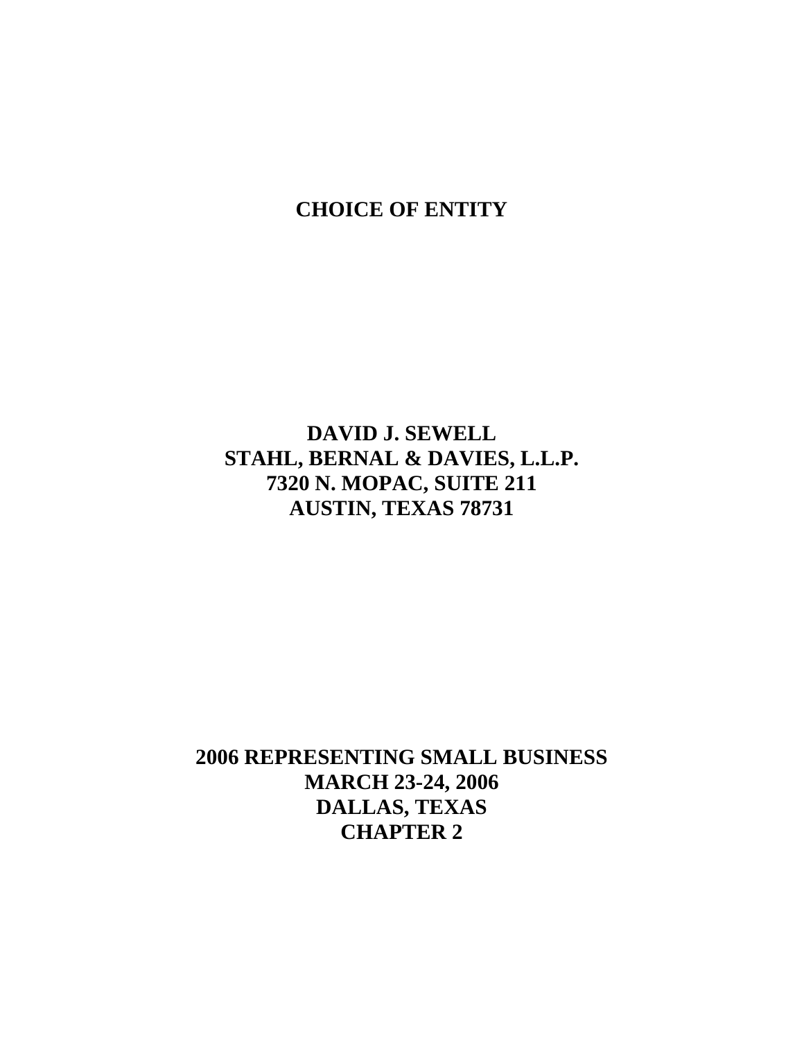# CHOICE OF ENTITY

**DAVID J. SEWELL**
**STAHL, BERNAL & DAVIES, L.L.P.**
**7320 N. MOPAC, SUITE 211**
**AUSTIN, TEXAS 78731**

**2006 REPRESENTING SMALL BUSINESS**
**MARCH 23-24, 2006**
**DALLAS, TEXAS**
**CHAPTER 2**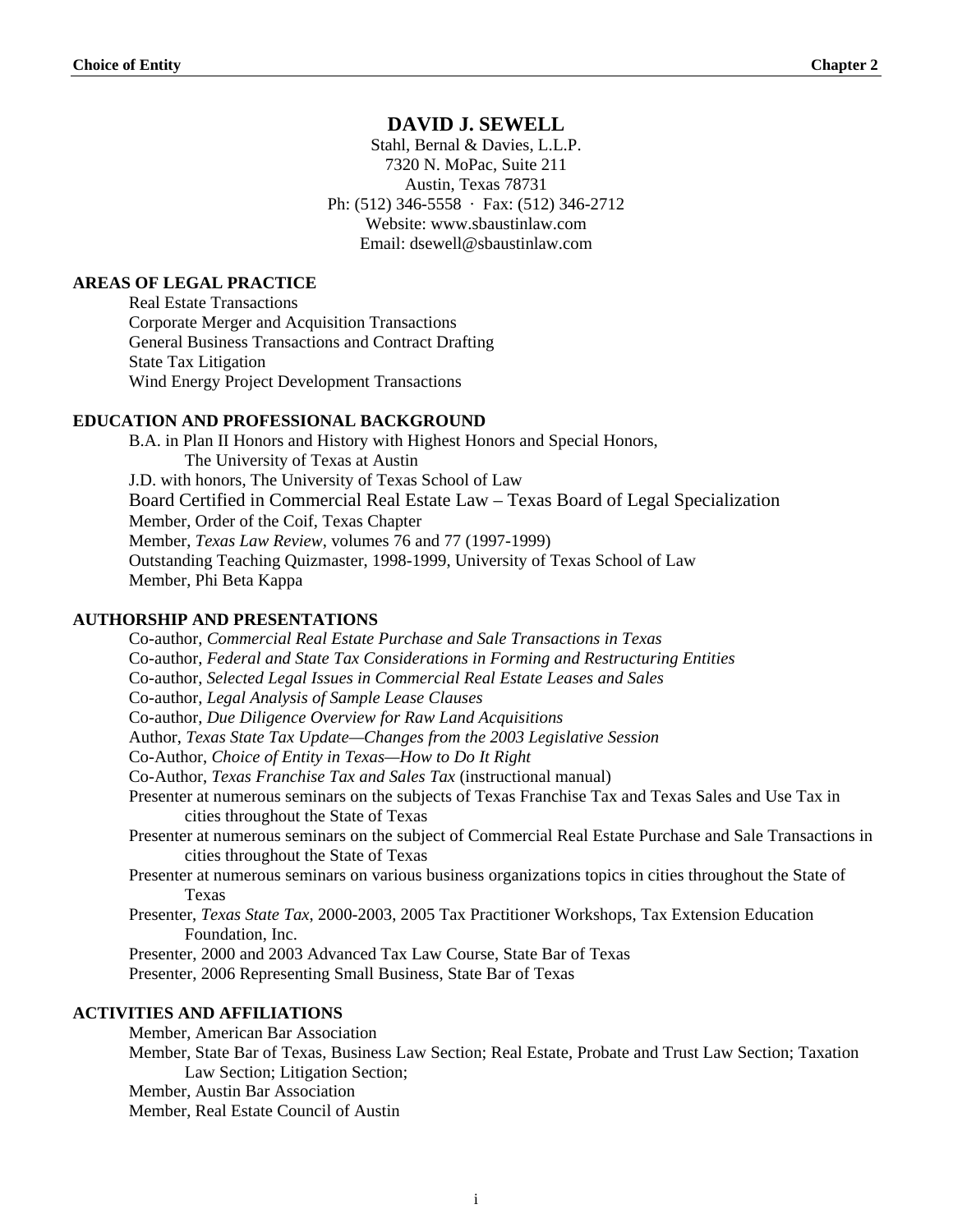# DAVID J. SEWELL

Stahl, Bernal & Davies, L.L.P.
7320 N. MoPac, Suite 211
Austin, Texas 78731
Ph: (512) 346-5558 · Fax: (512) 346-2712
Website: www.sbaustinlaw.com
Email: dsewell@sbaustinlaw.com

## AREAS OF LEGAL PRACTICE

Real Estate Transactions
Corporate Merger and Acquisition Transactions
General Business Transactions and Contract Drafting
State Tax Litigation
Wind Energy Project Development Transactions

## EDUCATION AND PROFESSIONAL BACKGROUND

B.A. in Plan II Honors and History with Highest Honors and Special Honors, The University of Texas at Austin
J.D. with honors, The University of Texas School of Law
Board Certified in Commercial Real Estate Law – Texas Board of Legal Specialization
Member, Order of the Coif, Texas Chapter
Member, *Texas Law Review*, volumes 76 and 77 (1997-1999)
Outstanding Teaching Quizmaster, 1998-1999, University of Texas School of Law
Member, Phi Beta Kappa

## AUTHORSHIP AND PRESENTATIONS

Co-author, *Commercial Real Estate Purchase and Sale Transactions in Texas*
Co-author, *Federal and State Tax Considerations in Forming and Restructuring Entities*
Co-author, *Selected Legal Issues in Commercial Real Estate Leases and Sales*
Co-author, *Legal Analysis of Sample Lease Clauses*
Co-author, *Due Diligence Overview for Raw Land Acquisitions*
Author, *Texas State Tax Update—Changes from the 2003 Legislative Session*
Co-Author, *Choice of Entity in Texas—How to Do It Right*
Co-Author, *Texas Franchise Tax and Sales Tax* (instructional manual)
Presenter at numerous seminars on the subjects of Texas Franchise Tax and Texas Sales and Use Tax in cities throughout the State of Texas
Presenter at numerous seminars on the subject of Commercial Real Estate Purchase and Sale Transactions in cities throughout the State of Texas
Presenter at numerous seminars on various business organizations topics in cities throughout the State of Texas
Presenter, *Texas State Tax*, 2000-2003, 2005 Tax Practitioner Workshops, Tax Extension Education Foundation, Inc.
Presenter, 2000 and 2003 Advanced Tax Law Course, State Bar of Texas
Presenter, 2006 Representing Small Business, State Bar of Texas

## ACTIVITIES AND AFFILIATIONS

Member, American Bar Association
Member, State Bar of Texas, Business Law Section; Real Estate, Probate and Trust Law Section; Taxation Law Section; Litigation Section;
Member, Austin Bar Association
Member, Real Estate Council of Austin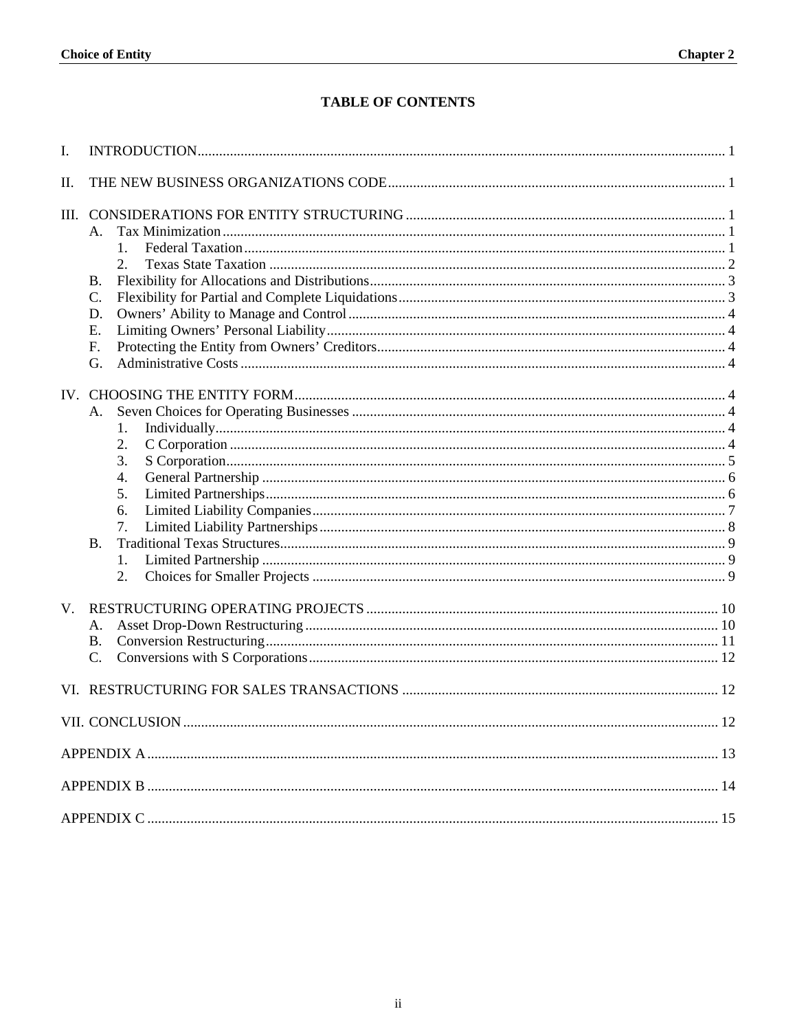# TABLE OF CONTENTS

I. INTRODUCTION ... 1

II. THE NEW BUSINESS ORGANIZATIONS CODE ... 1

III. CONSIDERATIONS FOR ENTITY STRUCTURING ... 1
- A. Tax Minimization ... 1
  - 1. Federal Taxation ... 1
  - 2. Texas State Taxation ... 2
- B. Flexibility for Allocations and Distributions ... 3
- C. Flexibility for Partial and Complete Liquidations ... 3
- D. Owners' Ability to Manage and Control ... 4
- E. Limiting Owners' Personal Liability ... 4
- F. Protecting the Entity from Owners' Creditors ... 4
- G. Administrative Costs ... 4

IV. CHOOSING THE ENTITY FORM ... 4
- A. Seven Choices for Operating Businesses ... 4
  - 1. Individually ... 4
  - 2. C Corporation ... 4
  - 3. S Corporation ... 5
  - 4. General Partnership ... 6
  - 5. Limited Partnerships ... 6
  - 6. Limited Liability Companies ... 7
  - 7. Limited Liability Partnerships ... 8
- B. Traditional Texas Structures ... 9
  - 1. Limited Partnership ... 9
  - 2. Choices for Smaller Projects ... 9

V. RESTRUCTURING OPERATING PROJECTS ... 10
- A. Asset Drop-Down Restructuring ... 10
- B. Conversion Restructuring ... 11
- C. Conversions with S Corporations ... 12

VI. RESTRUCTURING FOR SALES TRANSACTIONS ... 12

VII. CONCLUSION ... 12

APPENDIX A ... 13

APPENDIX B ... 14

APPENDIX C ... 15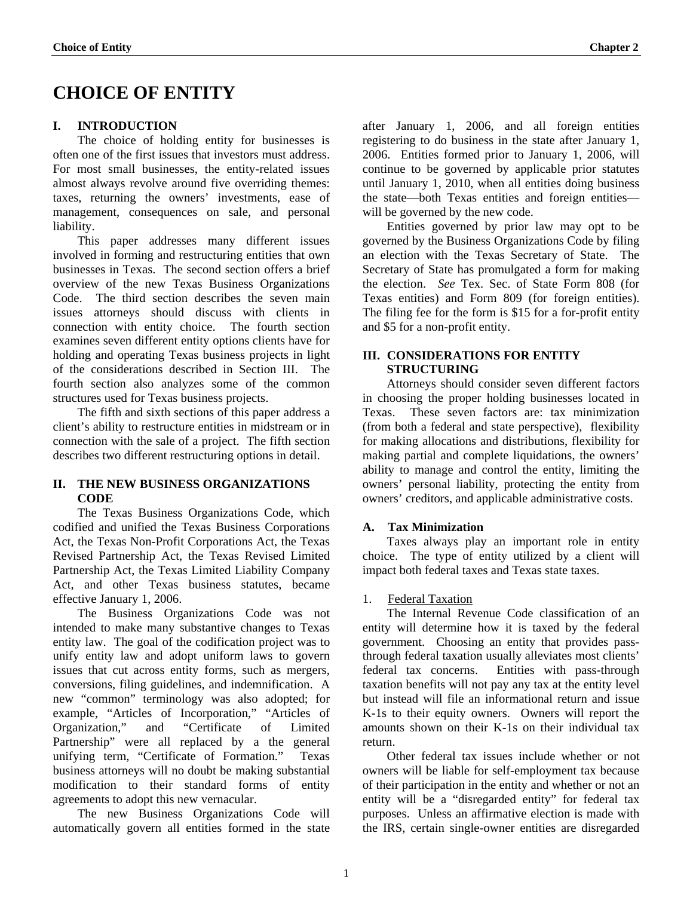# CHOICE OF ENTITY

## I. INTRODUCTION

The choice of holding entity for businesses is often one of the first issues that investors must address. For most small businesses, the entity-related issues almost always revolve around five overriding themes: taxes, returning the owners' investments, ease of management, consequences on sale, and personal liability.

This paper addresses many different issues involved in forming and restructuring entities that own businesses in Texas. The second section offers a brief overview of the new Texas Business Organizations Code. The third section describes the seven main issues attorneys should discuss with clients in connection with entity choice. The fourth section examines seven different entity options clients have for holding and operating Texas business projects in light of the considerations described in Section III. The fourth section also analyzes some of the common structures used for Texas business projects.

The fifth and sixth sections of this paper address a client's ability to restructure entities in midstream or in connection with the sale of a project. The fifth section describes two different restructuring options in detail.

## II. THE NEW BUSINESS ORGANIZATIONS CODE

The Texas Business Organizations Code, which codified and unified the Texas Business Corporations Act, the Texas Non-Profit Corporations Act, the Texas Revised Partnership Act, the Texas Revised Limited Partnership Act, the Texas Limited Liability Company Act, and other Texas business statutes, became effective January 1, 2006.

The Business Organizations Code was not intended to make many substantive changes to Texas entity law. The goal of the codification project was to unify entity law and adopt uniform laws to govern issues that cut across entity forms, such as mergers, conversions, filing guidelines, and indemnification. A new "common" terminology was also adopted; for example, "Articles of Incorporation," "Articles of Organization," and "Certificate of Limited Partnership" were all replaced by a the general unifying term, "Certificate of Formation." Texas business attorneys will no doubt be making substantial modification to their standard forms of entity agreements to adopt this new vernacular.

The new Business Organizations Code will automatically govern all entities formed in the state after January 1, 2006, and all foreign entities registering to do business in the state after January 1, 2006. Entities formed prior to January 1, 2006, will continue to be governed by applicable prior statutes until January 1, 2010, when all entities doing business the state—both Texas entities and foreign entities—will be governed by the new code.

Entities governed by prior law may opt to be governed by the Business Organizations Code by filing an election with the Texas Secretary of State. The Secretary of State has promulgated a form for making the election. *See* Tex. Sec. of State Form 808 (for Texas entities) and Form 809 (for foreign entities). The filing fee for the form is $15 for a for-profit entity and $5 for a non-profit entity.

## III. CONSIDERATIONS FOR ENTITY STRUCTURING

Attorneys should consider seven different factors in choosing the proper holding businesses located in Texas. These seven factors are: tax minimization (from both a federal and state perspective), flexibility for making allocations and distributions, flexibility for making partial and complete liquidations, the owners' ability to manage and control the entity, limiting the owners' personal liability, protecting the entity from owners' creditors, and applicable administrative costs.

### A. Tax Minimization

Taxes always play an important role in entity choice. The type of entity utilized by a client will impact both federal taxes and Texas state taxes.

#### 1. Federal Taxation

The Internal Revenue Code classification of an entity will determine how it is taxed by the federal government. Choosing an entity that provides pass-through federal taxation usually alleviates most clients' federal tax concerns. Entities with pass-through taxation benefits will not pay any tax at the entity level but instead will file an informational return and issue K-1s to their equity owners. Owners will report the amounts shown on their K-1s on their individual tax return.

Other federal tax issues include whether or not owners will be liable for self-employment tax because of their participation in the entity and whether or not an entity will be a "disregarded entity" for federal tax purposes. Unless an affirmative election is made with the IRS, certain single-owner entities are disregarded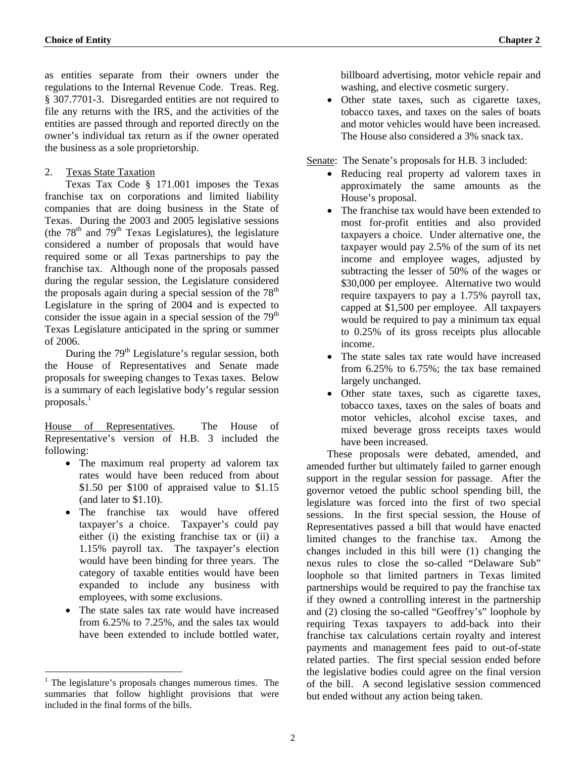as entities separate from their owners under the regulations to the Internal Revenue Code. Treas. Reg. § 307.7701-3. Disregarded entities are not required to file any returns with the IRS, and the activities of the entities are passed through and reported directly on the owner's individual tax return as if the owner operated the business as a sole proprietorship.

2. Texas State Taxation

Texas Tax Code § 171.001 imposes the Texas franchise tax on corporations and limited liability companies that are doing business in the State of Texas. During the 2003 and 2005 legislative sessions (the 78th and 79th Texas Legislatures), the legislature considered a number of proposals that would have required some or all Texas partnerships to pay the franchise tax. Although none of the proposals passed during the regular session, the Legislature considered the proposals again during a special session of the 78th Legislature in the spring of 2004 and is expected to consider the issue again in a special session of the 79th Texas Legislature anticipated in the spring or summer of 2006.

During the 79th Legislature's regular session, both the House of Representatives and Senate made proposals for sweeping changes to Texas taxes. Below is a summary of each legislative body's regular session proposals.[1]

House of Representatives. The House of Representative's version of H.B. 3 included the following:

- The maximum real property ad valorem tax rates would have been reduced from about \$1.50 per \$100 of appraised value to \$1.15 (and later to \$1.10).
- The franchise tax would have offered taxpayer's a choice. Taxpayer's could pay either (i) the existing franchise tax or (ii) a 1.15% payroll tax. The taxpayer's election would have been binding for three years. The category of taxable entities would have been expanded to include any business with employees, with some exclusions.
- The state sales tax rate would have increased from 6.25% to 7.25%, and the sales tax would have been extended to include bottled water, billboard advertising, motor vehicle repair and washing, and elective cosmetic surgery.
- Other state taxes, such as cigarette taxes, tobacco taxes, and taxes on the sales of boats and motor vehicles would have been increased. The House also considered a 3% snack tax.

Senate: The Senate's proposals for H.B. 3 included:

- Reducing real property ad valorem taxes in approximately the same amounts as the House's proposal.
- The franchise tax would have been extended to most for-profit entities and also provided taxpayers a choice. Under alternative one, the taxpayer would pay 2.5% of the sum of its net income and employee wages, adjusted by subtracting the lesser of 50% of the wages or \$30,000 per employee. Alternative two would require taxpayers to pay a 1.75% payroll tax, capped at \$1,500 per employee. All taxpayers would be required to pay a minimum tax equal to 0.25% of its gross receipts plus allocable income.
- The state sales tax rate would have increased from 6.25% to 6.75%; the tax base remained largely unchanged.
- Other state taxes, such as cigarette taxes, tobacco taxes, taxes on the sales of boats and motor vehicles, alcohol excise taxes, and mixed beverage gross receipts taxes would have been increased.

These proposals were debated, amended, and amended further but ultimately failed to garner enough support in the regular session for passage. After the governor vetoed the public school spending bill, the legislature was forced into the first of two special sessions. In the first special session, the House of Representatives passed a bill that would have enacted limited changes to the franchise tax. Among the changes included in this bill were (1) changing the nexus rules to close the so-called "Delaware Sub" loophole so that limited partners in Texas limited partnerships would be required to pay the franchise tax if they owned a controlling interest in the partnership and (2) closing the so-called "Geoffrey's" loophole by requiring Texas taxpayers to add-back into their franchise tax calculations certain royalty and interest payments and management fees paid to out-of-state related parties. The first special session ended before the legislative bodies could agree on the final version of the bill. A second legislative session commenced but ended without any action being taken.

[1] The legislature's proposals changes numerous times. The summaries that follow highlight provisions that were included in the final forms of the bills.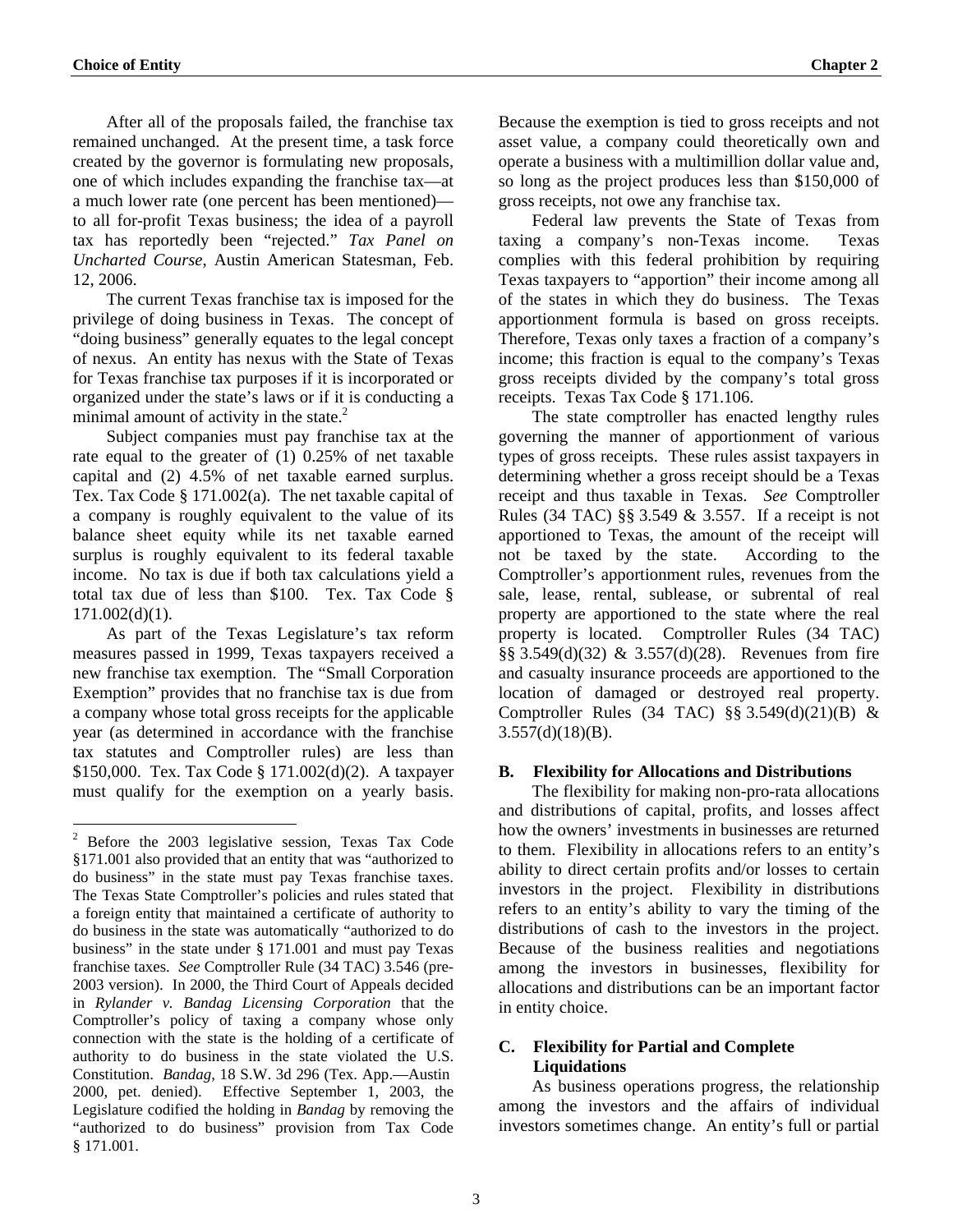After all of the proposals failed, the franchise tax remained unchanged. At the present time, a task force created by the governor is formulating new proposals, one of which includes expanding the franchise tax—at a much lower rate (one percent has been mentioned)—to all for-profit Texas business; the idea of a payroll tax has reportedly been "rejected." *Tax Panel on Uncharted Course*, Austin American Statesman, Feb. 12, 2006.

The current Texas franchise tax is imposed for the privilege of doing business in Texas. The concept of "doing business" generally equates to the legal concept of nexus. An entity has nexus with the State of Texas for Texas franchise tax purposes if it is incorporated or organized under the state's laws or if it is conducting a minimal amount of activity in the state.[2]

Subject companies must pay franchise tax at the rate equal to the greater of (1) 0.25% of net taxable capital and (2) 4.5% of net taxable earned surplus. Tex. Tax Code § 171.002(a). The net taxable capital of a company is roughly equivalent to the value of its balance sheet equity while its net taxable earned surplus is roughly equivalent to its federal taxable income. No tax is due if both tax calculations yield a total tax due of less than $100. Tex. Tax Code § 171.002(d)(1).

As part of the Texas Legislature's tax reform measures passed in 1999, Texas taxpayers received a new franchise tax exemption. The "Small Corporation Exemption" provides that no franchise tax is due from a company whose total gross receipts for the applicable year (as determined in accordance with the franchise tax statutes and Comptroller rules) are less than $150,000. Tex. Tax Code § 171.002(d)(2). A taxpayer must qualify for the exemption on a yearly basis. Because the exemption is tied to gross receipts and not asset value, a company could theoretically own and operate a business with a multimillion dollar value and, so long as the project produces less than $150,000 of gross receipts, not owe any franchise tax.

Federal law prevents the State of Texas from taxing a company's non-Texas income. Texas complies with this federal prohibition by requiring Texas taxpayers to "apportion" their income among all of the states in which they do business. The Texas apportionment formula is based on gross receipts. Therefore, Texas only taxes a fraction of a company's income; this fraction is equal to the company's Texas gross receipts divided by the company's total gross receipts. Texas Tax Code § 171.106.

The state comptroller has enacted lengthy rules governing the manner of apportionment of various types of gross receipts. These rules assist taxpayers in determining whether a gross receipt should be a Texas receipt and thus taxable in Texas. *See* Comptroller Rules (34 TAC) §§ 3.549 & 3.557. If a receipt is not apportioned to Texas, the amount of the receipt will not be taxed by the state. According to the Comptroller's apportionment rules, revenues from the sale, lease, rental, sublease, or subrental of real property are apportioned to the state where the real property is located. Comptroller Rules (34 TAC) §§ 3.549(d)(32) & 3.557(d)(28). Revenues from fire and casualty insurance proceeds are apportioned to the location of damaged or destroyed real property. Comptroller Rules (34 TAC) §§ 3.549(d)(21)(B) & 3.557(d)(18)(B).

### B. Flexibility for Allocations and Distributions

The flexibility for making non-pro-rata allocations and distributions of capital, profits, and losses affect how the owners' investments in businesses are returned to them. Flexibility in allocations refers to an entity's ability to direct certain profits and/or losses to certain investors in the project. Flexibility in distributions refers to an entity's ability to vary the timing of the distributions of cash to the investors in the project. Because of the business realities and negotiations among the investors in businesses, flexibility for allocations and distributions can be an important factor in entity choice.

### C. Flexibility for Partial and Complete Liquidations

As business operations progress, the relationship among the investors and the affairs of individual investors sometimes change. An entity's full or partial

---

[2] Before the 2003 legislative session, Texas Tax Code §171.001 also provided that an entity that was "authorized to do business" in the state must pay Texas franchise taxes. The Texas State Comptroller's policies and rules stated that a foreign entity that maintained a certificate of authority to do business in the state was automatically "authorized to do business" in the state under § 171.001 and must pay Texas franchise taxes. *See* Comptroller Rule (34 TAC) 3.546 (pre-2003 version). In 2000, the Third Court of Appeals decided in *Rylander v. Bandag Licensing Corporation* that the Comptroller's policy of taxing a company whose only connection with the state is the holding of a certificate of authority to do business in the state violated the U.S. Constitution. *Bandag*, 18 S.W. 3d 296 (Tex. App.—Austin 2000, pet. denied). Effective September 1, 2003, the Legislature codified the holding in *Bandag* by removing the "authorized to do business" provision from Tax Code § 171.001.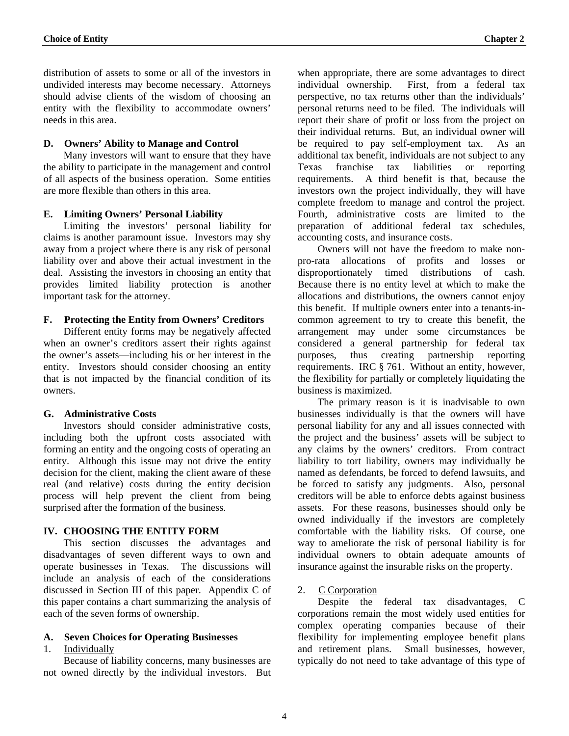distribution of assets to some or all of the investors in undivided interests may become necessary. Attorneys should advise clients of the wisdom of choosing an entity with the flexibility to accommodate owners' needs in this area.

### D. Owners' Ability to Manage and Control

Many investors will want to ensure that they have the ability to participate in the management and control of all aspects of the business operation. Some entities are more flexible than others in this area.

### E. Limiting Owners' Personal Liability

Limiting the investors' personal liability for claims is another paramount issue. Investors may shy away from a project where there is any risk of personal liability over and above their actual investment in the deal. Assisting the investors in choosing an entity that provides limited liability protection is another important task for the attorney.

### F. Protecting the Entity from Owners' Creditors

Different entity forms may be negatively affected when an owner's creditors assert their rights against the owner's assets—including his or her interest in the entity. Investors should consider choosing an entity that is not impacted by the financial condition of its owners.

### G. Administrative Costs

Investors should consider administrative costs, including both the upfront costs associated with forming an entity and the ongoing costs of operating an entity. Although this issue may not drive the entity decision for the client, making the client aware of these real (and relative) costs during the entity decision process will help prevent the client from being surprised after the formation of the business.

## IV. CHOOSING THE ENTITY FORM

This section discusses the advantages and disadvantages of seven different ways to own and operate businesses in Texas. The discussions will include an analysis of each of the considerations discussed in Section III of this paper. Appendix C of this paper contains a chart summarizing the analysis of each of the seven forms of ownership.

### A. Seven Choices for Operating Businesses

#### 1. Individually

Because of liability concerns, many businesses are not owned directly by the individual investors. But when appropriate, there are some advantages to direct individual ownership. First, from a federal tax perspective, no tax returns other than the individuals' personal returns need to be filed. The individuals will report their share of profit or loss from the project on their individual returns. But, an individual owner will be required to pay self-employment tax. As an additional tax benefit, individuals are not subject to any Texas franchise tax liabilities or reporting requirements. A third benefit is that, because the investors own the project individually, they will have complete freedom to manage and control the project. Fourth, administrative costs are limited to the preparation of additional federal tax schedules, accounting costs, and insurance costs.

Owners will not have the freedom to make non-pro-rata allocations of profits and losses or disproportionately timed distributions of cash. Because there is no entity level at which to make the allocations and distributions, the owners cannot enjoy this benefit. If multiple owners enter into a tenants-in-common agreement to try to create this benefit, the arrangement may under some circumstances be considered a general partnership for federal tax purposes, thus creating partnership reporting requirements. IRC § 761. Without an entity, however, the flexibility for partially or completely liquidating the business is maximized.

The primary reason is it is inadvisable to own businesses individually is that the owners will have personal liability for any and all issues connected with the project and the business' assets will be subject to any claims by the owners' creditors. From contract liability to tort liability, owners may individually be named as defendants, be forced to defend lawsuits, and be forced to satisfy any judgments. Also, personal creditors will be able to enforce debts against business assets. For these reasons, businesses should only be owned individually if the investors are completely comfortable with the liability risks. Of course, one way to ameliorate the risk of personal liability is for individual owners to obtain adequate amounts of insurance against the insurable risks on the property.

#### 2. C Corporation

Despite the federal tax disadvantages, C corporations remain the most widely used entities for complex operating companies because of their flexibility for implementing employee benefit plans and retirement plans. Small businesses, however, typically do not need to take advantage of this type of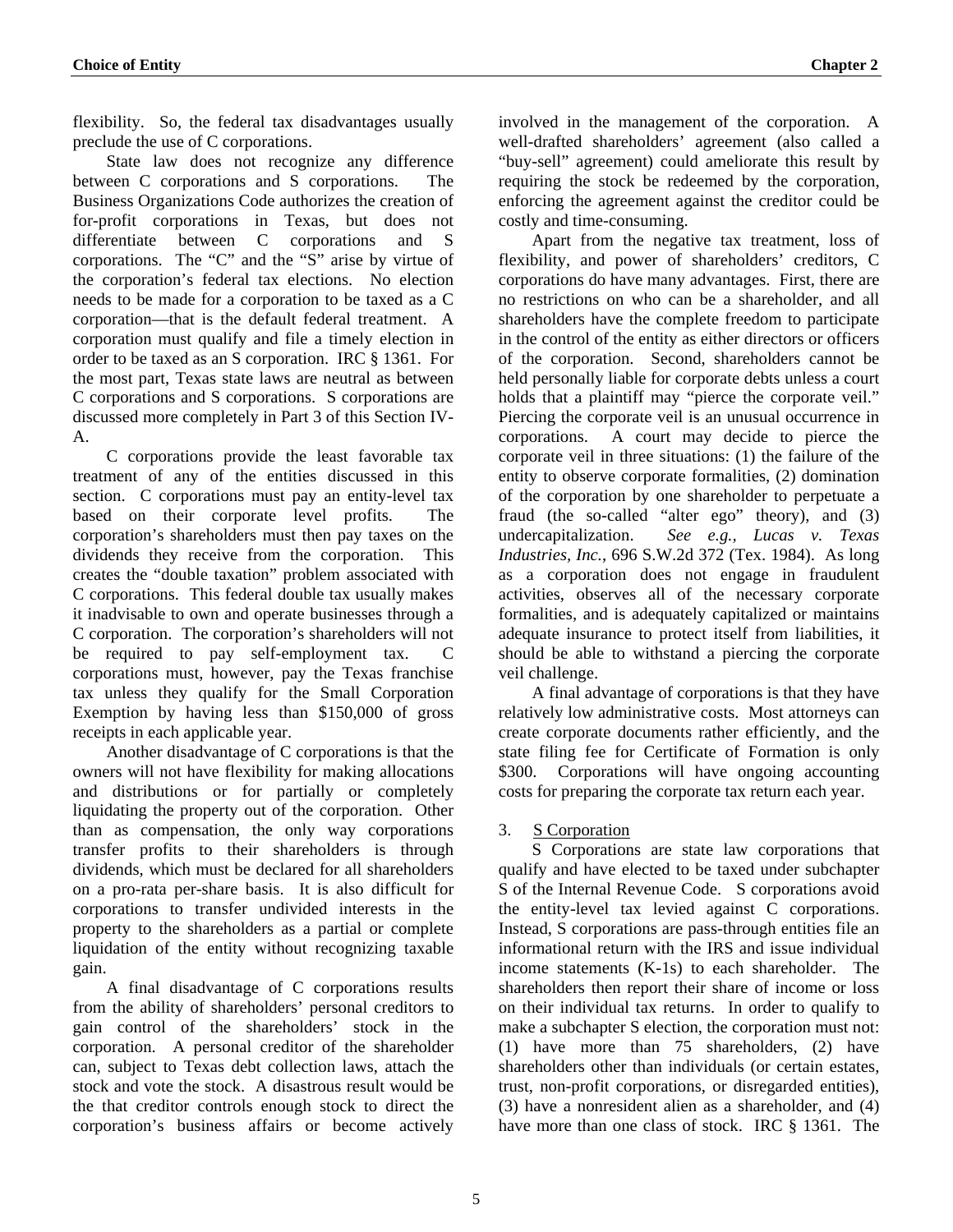flexibility. So, the federal tax disadvantages usually preclude the use of C corporations.

State law does not recognize any difference between C corporations and S corporations. The Business Organizations Code authorizes the creation of for-profit corporations in Texas, but does not differentiate between C corporations and S corporations. The "C" and the "S" arise by virtue of the corporation's federal tax elections. No election needs to be made for a corporation to be taxed as a C corporation—that is the default federal treatment. A corporation must qualify and file a timely election in order to be taxed as an S corporation. IRC § 1361. For the most part, Texas state laws are neutral as between C corporations and S corporations. S corporations are discussed more completely in Part 3 of this Section IV-A.

C corporations provide the least favorable tax treatment of any of the entities discussed in this section. C corporations must pay an entity-level tax based on their corporate level profits. The corporation's shareholders must then pay taxes on the dividends they receive from the corporation. This creates the "double taxation" problem associated with C corporations. This federal double tax usually makes it inadvisable to own and operate businesses through a C corporation. The corporation's shareholders will not be required to pay self-employment tax. C corporations must, however, pay the Texas franchise tax unless they qualify for the Small Corporation Exemption by having less than $150,000 of gross receipts in each applicable year.

Another disadvantage of C corporations is that the owners will not have flexibility for making allocations and distributions or for partially or completely liquidating the property out of the corporation. Other than as compensation, the only way corporations transfer profits to their shareholders is through dividends, which must be declared for all shareholders on a pro-rata per-share basis. It is also difficult for corporations to transfer undivided interests in the property to the shareholders as a partial or complete liquidation of the entity without recognizing taxable gain.

A final disadvantage of C corporations results from the ability of shareholders' personal creditors to gain control of the shareholders' stock in the corporation. A personal creditor of the shareholder can, subject to Texas debt collection laws, attach the stock and vote the stock. A disastrous result would be the that creditor controls enough stock to direct the corporation's business affairs or become actively involved in the management of the corporation. A well-drafted shareholders' agreement (also called a "buy-sell" agreement) could ameliorate this result by requiring the stock be redeemed by the corporation, enforcing the agreement against the creditor could be costly and time-consuming.

Apart from the negative tax treatment, loss of flexibility, and power of shareholders' creditors, C corporations do have many advantages. First, there are no restrictions on who can be a shareholder, and all shareholders have the complete freedom to participate in the control of the entity as either directors or officers of the corporation. Second, shareholders cannot be held personally liable for corporate debts unless a court holds that a plaintiff may "pierce the corporate veil." Piercing the corporate veil is an unusual occurrence in corporations. A court may decide to pierce the corporate veil in three situations: (1) the failure of the entity to observe corporate formalities, (2) domination of the corporation by one shareholder to perpetuate a fraud (the so-called "alter ego" theory), and (3) undercapitalization. *See e.g.*, *Lucas v. Texas Industries, Inc.*, 696 S.W.2d 372 (Tex. 1984). As long as a corporation does not engage in fraudulent activities, observes all of the necessary corporate formalities, and is adequately capitalized or maintains adequate insurance to protect itself from liabilities, it should be able to withstand a piercing the corporate veil challenge.

A final advantage of corporations is that they have relatively low administrative costs. Most attorneys can create corporate documents rather efficiently, and the state filing fee for Certificate of Formation is only $300. Corporations will have ongoing accounting costs for preparing the corporate tax return each year.

3. S Corporation

S Corporations are state law corporations that qualify and have elected to be taxed under subchapter S of the Internal Revenue Code. S corporations avoid the entity-level tax levied against C corporations. Instead, S corporations are pass-through entities file an informational return with the IRS and issue individual income statements (K-1s) to each shareholder. The shareholders then report their share of income or loss on their individual tax returns. In order to qualify to make a subchapter S election, the corporation must not: (1) have more than 75 shareholders, (2) have shareholders other than individuals (or certain estates, trust, non-profit corporations, or disregarded entities), (3) have a nonresident alien as a shareholder, and (4) have more than one class of stock. IRC § 1361. The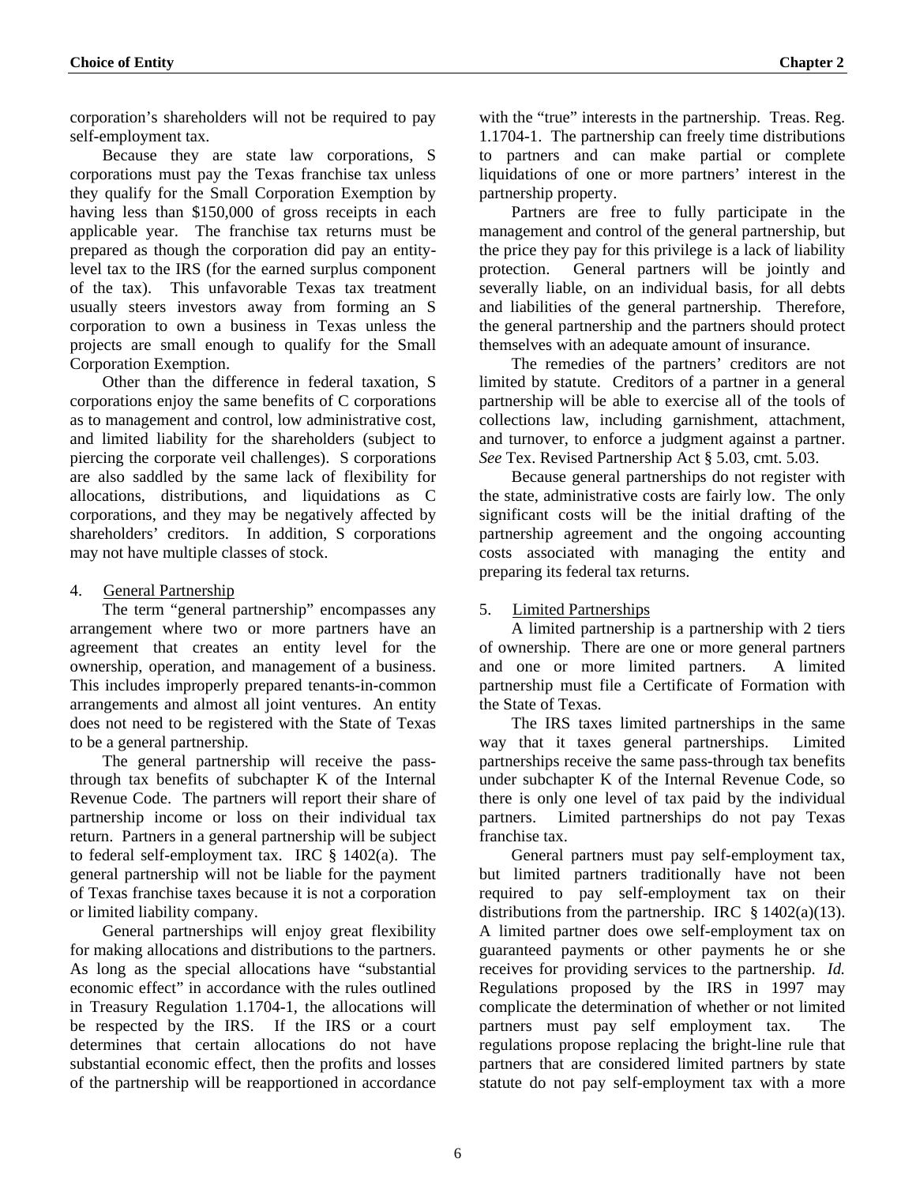corporation's shareholders will not be required to pay self-employment tax.

Because they are state law corporations, S corporations must pay the Texas franchise tax unless they qualify for the Small Corporation Exemption by having less than $150,000 of gross receipts in each applicable year. The franchise tax returns must be prepared as though the corporation did pay an entity-level tax to the IRS (for the earned surplus component of the tax). This unfavorable Texas tax treatment usually steers investors away from forming an S corporation to own a business in Texas unless the projects are small enough to qualify for the Small Corporation Exemption.

Other than the difference in federal taxation, S corporations enjoy the same benefits of C corporations as to management and control, low administrative cost, and limited liability for the shareholders (subject to piercing the corporate veil challenges). S corporations are also saddled by the same lack of flexibility for allocations, distributions, and liquidations as C corporations, and they may be negatively affected by shareholders' creditors. In addition, S corporations may not have multiple classes of stock.

4. General Partnership

The term "general partnership" encompasses any arrangement where two or more partners have an agreement that creates an entity level for the ownership, operation, and management of a business. This includes improperly prepared tenants-in-common arrangements and almost all joint ventures. An entity does not need to be registered with the State of Texas to be a general partnership.

The general partnership will receive the pass-through tax benefits of subchapter K of the Internal Revenue Code. The partners will report their share of partnership income or loss on their individual tax return. Partners in a general partnership will be subject to federal self-employment tax. IRC § 1402(a). The general partnership will not be liable for the payment of Texas franchise taxes because it is not a corporation or limited liability company.

General partnerships will enjoy great flexibility for making allocations and distributions to the partners. As long as the special allocations have "substantial economic effect" in accordance with the rules outlined in Treasury Regulation 1.1704-1, the allocations will be respected by the IRS. If the IRS or a court determines that certain allocations do not have substantial economic effect, then the profits and losses of the partnership will be reapportioned in accordance with the "true" interests in the partnership. Treas. Reg. 1.1704-1. The partnership can freely time distributions to partners and can make partial or complete liquidations of one or more partners' interest in the partnership property.

Partners are free to fully participate in the management and control of the general partnership, but the price they pay for this privilege is a lack of liability protection. General partners will be jointly and severally liable, on an individual basis, for all debts and liabilities of the general partnership. Therefore, the general partnership and the partners should protect themselves with an adequate amount of insurance.

The remedies of the partners' creditors are not limited by statute. Creditors of a partner in a general partnership will be able to exercise all of the tools of collections law, including garnishment, attachment, and turnover, to enforce a judgment against a partner. *See* Tex. Revised Partnership Act § 5.03, cmt. 5.03.

Because general partnerships do not register with the state, administrative costs are fairly low. The only significant costs will be the initial drafting of the partnership agreement and the ongoing accounting costs associated with managing the entity and preparing its federal tax returns.

5. Limited Partnerships

A limited partnership is a partnership with 2 tiers of ownership. There are one or more general partners and one or more limited partners. A limited partnership must file a Certificate of Formation with the State of Texas.

The IRS taxes limited partnerships in the same way that it taxes general partnerships. Limited partnerships receive the same pass-through tax benefits under subchapter K of the Internal Revenue Code, so there is only one level of tax paid by the individual partners. Limited partnerships do not pay Texas franchise tax.

General partners must pay self-employment tax, but limited partners traditionally have not been required to pay self-employment tax on their distributions from the partnership. IRC § 1402(a)(13). A limited partner does owe self-employment tax on guaranteed payments or other payments he or she receives for providing services to the partnership. *Id.* Regulations proposed by the IRS in 1997 may complicate the determination of whether or not limited partners must pay self employment tax. The regulations propose replacing the bright-line rule that partners that are considered limited partners by state statute do not pay self-employment tax with a more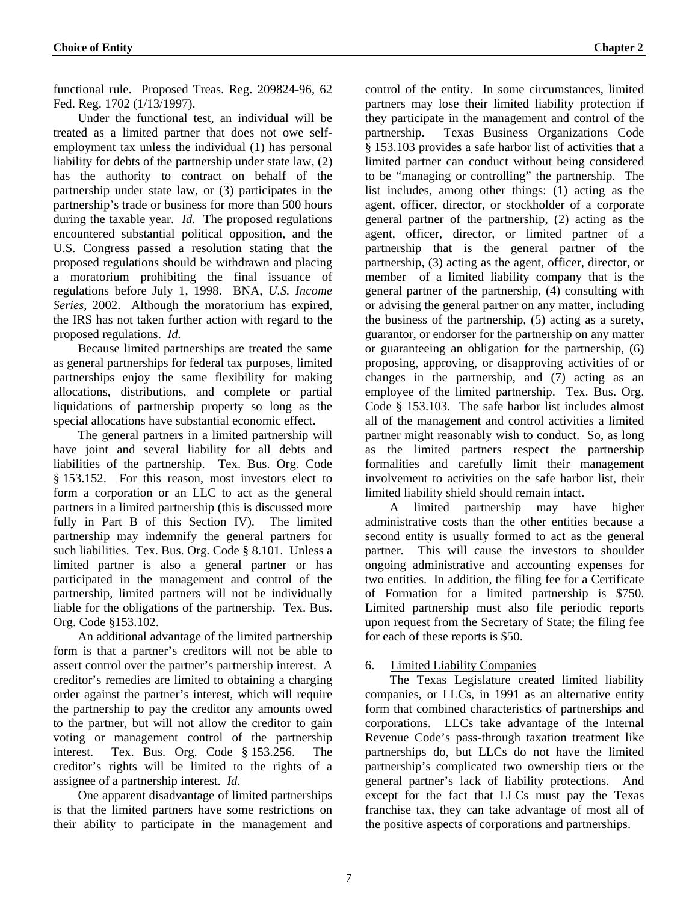functional rule. Proposed Treas. Reg. 209824-96, 62 Fed. Reg. 1702 (1/13/1997).

Under the functional test, an individual will be treated as a limited partner that does not owe self-employment tax unless the individual (1) has personal liability for debts of the partnership under state law, (2) has the authority to contract on behalf of the partnership under state law, or (3) participates in the partnership's trade or business for more than 500 hours during the taxable year. *Id.* The proposed regulations encountered substantial political opposition, and the U.S. Congress passed a resolution stating that the proposed regulations should be withdrawn and placing a moratorium prohibiting the final issuance of regulations before July 1, 1998. BNA, *U.S. Income Series*, 2002. Although the moratorium has expired, the IRS has not taken further action with regard to the proposed regulations. *Id.*

Because limited partnerships are treated the same as general partnerships for federal tax purposes, limited partnerships enjoy the same flexibility for making allocations, distributions, and complete or partial liquidations of partnership property so long as the special allocations have substantial economic effect.

The general partners in a limited partnership will have joint and several liability for all debts and liabilities of the partnership. Tex. Bus. Org. Code § 153.152. For this reason, most investors elect to form a corporation or an LLC to act as the general partners in a limited partnership (this is discussed more fully in Part B of this Section IV). The limited partnership may indemnify the general partners for such liabilities. Tex. Bus. Org. Code § 8.101. Unless a limited partner is also a general partner or has participated in the management and control of the partnership, limited partners will not be individually liable for the obligations of the partnership. Tex. Bus. Org. Code §153.102.

An additional advantage of the limited partnership form is that a partner's creditors will not be able to assert control over the partner's partnership interest. A creditor's remedies are limited to obtaining a charging order against the partner's interest, which will require the partnership to pay the creditor any amounts owed to the partner, but will not allow the creditor to gain voting or management control of the partnership interest. Tex. Bus. Org. Code § 153.256. The creditor's rights will be limited to the rights of a assignee of a partnership interest. *Id.*

One apparent disadvantage of limited partnerships is that the limited partners have some restrictions on their ability to participate in the management and control of the entity. In some circumstances, limited partners may lose their limited liability protection if they participate in the management and control of the partnership. Texas Business Organizations Code § 153.103 provides a safe harbor list of activities that a limited partner can conduct without being considered to be "managing or controlling" the partnership. The list includes, among other things: (1) acting as the agent, officer, director, or stockholder of a corporate general partner of the partnership, (2) acting as the agent, officer, director, or limited partner of a partnership that is the general partner of the partnership, (3) acting as the agent, officer, director, or member of a limited liability company that is the general partner of the partnership, (4) consulting with or advising the general partner on any matter, including the business of the partnership, (5) acting as a surety, guarantor, or endorser for the partnership on any matter or guaranteeing an obligation for the partnership, (6) proposing, approving, or disapproving activities of or changes in the partnership, and (7) acting as an employee of the limited partnership. Tex. Bus. Org. Code § 153.103. The safe harbor list includes almost all of the management and control activities a limited partner might reasonably wish to conduct. So, as long as the limited partners respect the partnership formalities and carefully limit their management involvement to activities on the safe harbor list, their limited liability shield should remain intact.

A limited partnership may have higher administrative costs than the other entities because a second entity is usually formed to act as the general partner. This will cause the investors to shoulder ongoing administrative and accounting expenses for two entities. In addition, the filing fee for a Certificate of Formation for a limited partnership is $750. Limited partnership must also file periodic reports upon request from the Secretary of State; the filing fee for each of these reports is $50.

6. Limited Liability Companies

The Texas Legislature created limited liability companies, or LLCs, in 1991 as an alternative entity form that combined characteristics of partnerships and corporations. LLCs take advantage of the Internal Revenue Code's pass-through taxation treatment like partnerships do, but LLCs do not have the limited partnership's complicated two ownership tiers or the general partner's lack of liability protections. And except for the fact that LLCs must pay the Texas franchise tax, they can take advantage of most all of the positive aspects of corporations and partnerships.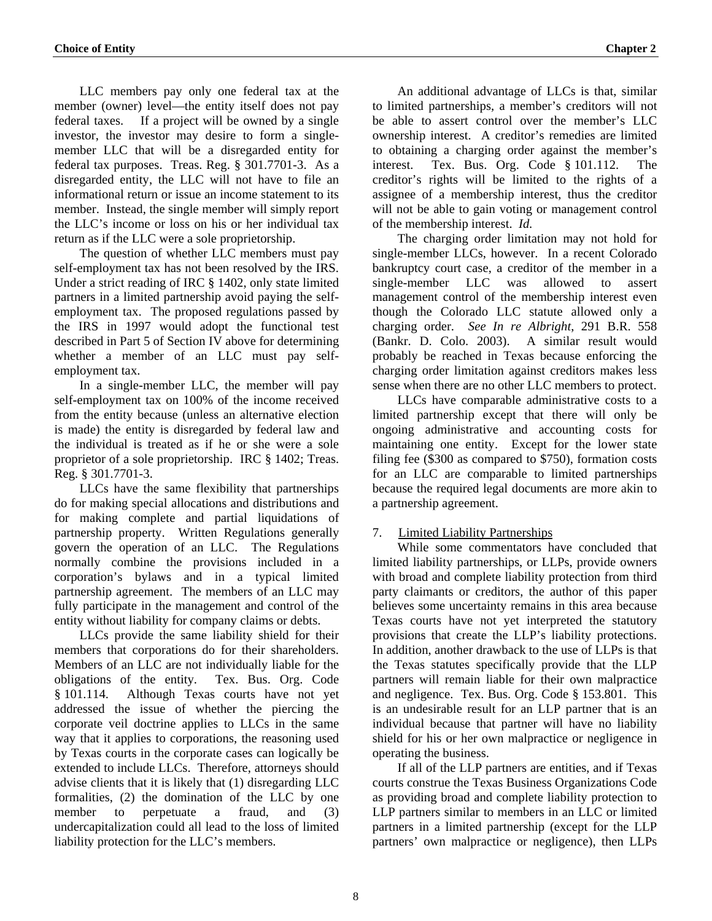LLC members pay only one federal tax at the member (owner) level—the entity itself does not pay federal taxes. If a project will be owned by a single investor, the investor may desire to form a single-member LLC that will be a disregarded entity for federal tax purposes. Treas. Reg. § 301.7701-3. As a disregarded entity, the LLC will not have to file an informational return or issue an income statement to its member. Instead, the single member will simply report the LLC's income or loss on his or her individual tax return as if the LLC were a sole proprietorship.

The question of whether LLC members must pay self-employment tax has not been resolved by the IRS. Under a strict reading of IRC § 1402, only state limited partners in a limited partnership avoid paying the self-employment tax. The proposed regulations passed by the IRS in 1997 would adopt the functional test described in Part 5 of Section IV above for determining whether a member of an LLC must pay self-employment tax.

In a single-member LLC, the member will pay self-employment tax on 100% of the income received from the entity because (unless an alternative election is made) the entity is disregarded by federal law and the individual is treated as if he or she were a sole proprietor of a sole proprietorship. IRC § 1402; Treas. Reg. § 301.7701-3.

LLCs have the same flexibility that partnerships do for making special allocations and distributions and for making complete and partial liquidations of partnership property. Written Regulations generally govern the operation of an LLC. The Regulations normally combine the provisions included in a corporation's bylaws and in a typical limited partnership agreement. The members of an LLC may fully participate in the management and control of the entity without liability for company claims or debts.

LLCs provide the same liability shield for their members that corporations do for their shareholders. Members of an LLC are not individually liable for the obligations of the entity. Tex. Bus. Org. Code § 101.114. Although Texas courts have not yet addressed the issue of whether the piercing the corporate veil doctrine applies to LLCs in the same way that it applies to corporations, the reasoning used by Texas courts in the corporate cases can logically be extended to include LLCs. Therefore, attorneys should advise clients that it is likely that (1) disregarding LLC formalities, (2) the domination of the LLC by one member to perpetuate a fraud, and (3) undercapitalization could all lead to the loss of limited liability protection for the LLC's members.

An additional advantage of LLCs is that, similar to limited partnerships, a member's creditors will not be able to assert control over the member's LLC ownership interest. A creditor's remedies are limited to obtaining a charging order against the member's interest. Tex. Bus. Org. Code § 101.112. The creditor's rights will be limited to the rights of a assignee of a membership interest, thus the creditor will not be able to gain voting or management control of the membership interest. *Id.*

The charging order limitation may not hold for single-member LLCs, however. In a recent Colorado bankruptcy court case, a creditor of the member in a single-member LLC was allowed to assert management control of the membership interest even though the Colorado LLC statute allowed only a charging order. *See In re Albright*, 291 B.R. 558 (Bankr. D. Colo. 2003). A similar result would probably be reached in Texas because enforcing the charging order limitation against creditors makes less sense when there are no other LLC members to protect.

LLCs have comparable administrative costs to a limited partnership except that there will only be ongoing administrative and accounting costs for maintaining one entity. Except for the lower state filing fee ($300 as compared to $750), formation costs for an LLC are comparable to limited partnerships because the required legal documents are more akin to a partnership agreement.

7. Limited Liability Partnerships

While some commentators have concluded that limited liability partnerships, or LLPs, provide owners with broad and complete liability protection from third party claimants or creditors, the author of this paper believes some uncertainty remains in this area because Texas courts have not yet interpreted the statutory provisions that create the LLP's liability protections. In addition, another drawback to the use of LLPs is that the Texas statutes specifically provide that the LLP partners will remain liable for their own malpractice and negligence. Tex. Bus. Org. Code § 153.801. This is an undesirable result for an LLP partner that is an individual because that partner will have no liability shield for his or her own malpractice or negligence in operating the business.

If all of the LLP partners are entities, and if Texas courts construe the Texas Business Organizations Code as providing broad and complete liability protection to LLP partners similar to members in an LLC or limited partners in a limited partnership (except for the LLP partners' own malpractice or negligence), then LLPs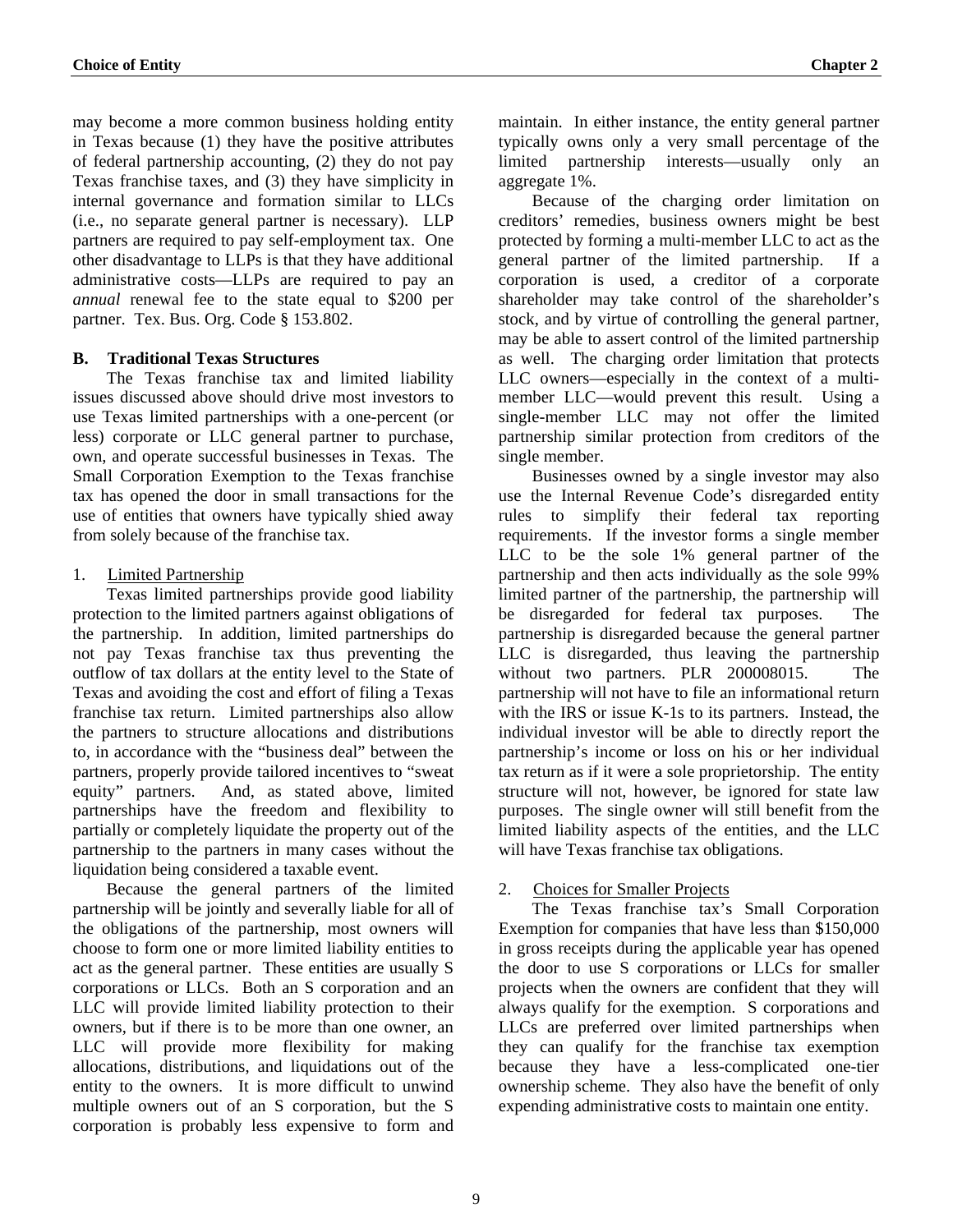may become a more common business holding entity in Texas because (1) they have the positive attributes of federal partnership accounting, (2) they do not pay Texas franchise taxes, and (3) they have simplicity in internal governance and formation similar to LLCs (i.e., no separate general partner is necessary). LLP partners are required to pay self-employment tax. One other disadvantage to LLPs is that they have additional administrative costs—LLPs are required to pay an *annual* renewal fee to the state equal to $200 per partner. Tex. Bus. Org. Code § 153.802.

### B. Traditional Texas Structures

The Texas franchise tax and limited liability issues discussed above should drive most investors to use Texas limited partnerships with a one-percent (or less) corporate or LLC general partner to purchase, own, and operate successful businesses in Texas. The Small Corporation Exemption to the Texas franchise tax has opened the door in small transactions for the use of entities that owners have typically shied away from solely because of the franchise tax.

#### 1. Limited Partnership

Texas limited partnerships provide good liability protection to the limited partners against obligations of the partnership. In addition, limited partnerships do not pay Texas franchise tax thus preventing the outflow of tax dollars at the entity level to the State of Texas and avoiding the cost and effort of filing a Texas franchise tax return. Limited partnerships also allow the partners to structure allocations and distributions to, in accordance with the "business deal" between the partners, properly provide tailored incentives to "sweat equity" partners. And, as stated above, limited partnerships have the freedom and flexibility to partially or completely liquidate the property out of the partnership to the partners in many cases without the liquidation being considered a taxable event.

Because the general partners of the limited partnership will be jointly and severally liable for all of the obligations of the partnership, most owners will choose to form one or more limited liability entities to act as the general partner. These entities are usually S corporations or LLCs. Both an S corporation and an LLC will provide limited liability protection to their owners, but if there is to be more than one owner, an LLC will provide more flexibility for making allocations, distributions, and liquidations out of the entity to the owners. It is more difficult to unwind multiple owners out of an S corporation, but the S corporation is probably less expensive to form and maintain. In either instance, the entity general partner typically owns only a very small percentage of the limited partnership interests—usually only an aggregate 1%.

Because of the charging order limitation on creditors' remedies, business owners might be best protected by forming a multi-member LLC to act as the general partner of the limited partnership. If a corporation is used, a creditor of a corporate shareholder may take control of the shareholder's stock, and by virtue of controlling the general partner, may be able to assert control of the limited partnership as well. The charging order limitation that protects LLC owners—especially in the context of a multi-member LLC—would prevent this result. Using a single-member LLC may not offer the limited partnership similar protection from creditors of the single member.

Businesses owned by a single investor may also use the Internal Revenue Code's disregarded entity rules to simplify their federal tax reporting requirements. If the investor forms a single member LLC to be the sole 1% general partner of the partnership and then acts individually as the sole 99% limited partner of the partnership, the partnership will be disregarded for federal tax purposes. The partnership is disregarded because the general partner LLC is disregarded, thus leaving the partnership without two partners. PLR 200008015. The partnership will not have to file an informational return with the IRS or issue K-1s to its partners. Instead, the individual investor will be able to directly report the partnership's income or loss on his or her individual tax return as if it were a sole proprietorship. The entity structure will not, however, be ignored for state law purposes. The single owner will still benefit from the limited liability aspects of the entities, and the LLC will have Texas franchise tax obligations.

#### 2. Choices for Smaller Projects

The Texas franchise tax's Small Corporation Exemption for companies that have less than $150,000 in gross receipts during the applicable year has opened the door to use S corporations or LLCs for smaller projects when the owners are confident that they will always qualify for the exemption. S corporations and LLCs are preferred over limited partnerships when they can qualify for the franchise tax exemption because they have a less-complicated one-tier ownership scheme. They also have the benefit of only expending administrative costs to maintain one entity.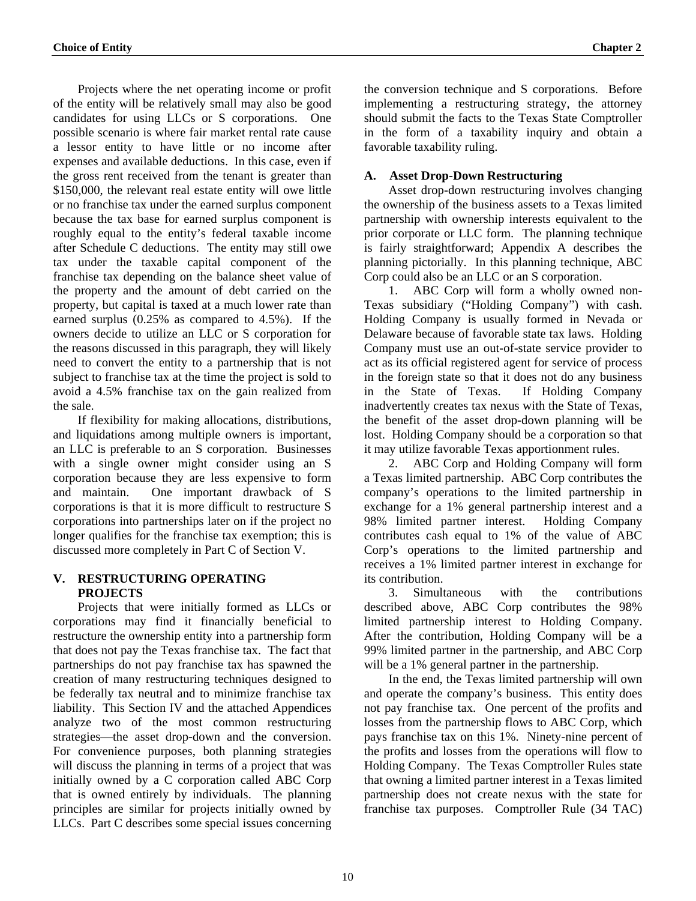Projects where the net operating income or profit of the entity will be relatively small may also be good candidates for using LLCs or S corporations. One possible scenario is where fair market rental rate cause a lessor entity to have little or no income after expenses and available deductions. In this case, even if the gross rent received from the tenant is greater than $150,000, the relevant real estate entity will owe little or no franchise tax under the earned surplus component because the tax base for earned surplus component is roughly equal to the entity's federal taxable income after Schedule C deductions. The entity may still owe tax under the taxable capital component of the franchise tax depending on the balance sheet value of the property and the amount of debt carried on the property, but capital is taxed at a much lower rate than earned surplus (0.25% as compared to 4.5%). If the owners decide to utilize an LLC or S corporation for the reasons discussed in this paragraph, they will likely need to convert the entity to a partnership that is not subject to franchise tax at the time the project is sold to avoid a 4.5% franchise tax on the gain realized from the sale.

If flexibility for making allocations, distributions, and liquidations among multiple owners is important, an LLC is preferable to an S corporation. Businesses with a single owner might consider using an S corporation because they are less expensive to form and maintain. One important drawback of S corporations is that it is more difficult to restructure S corporations into partnerships later on if the project no longer qualifies for the franchise tax exemption; this is discussed more completely in Part C of Section V.

## V. RESTRUCTURING OPERATING PROJECTS

Projects that were initially formed as LLCs or corporations may find it financially beneficial to restructure the ownership entity into a partnership form that does not pay the Texas franchise tax. The fact that partnerships do not pay franchise tax has spawned the creation of many restructuring techniques designed to be federally tax neutral and to minimize franchise tax liability. This Section IV and the attached Appendices analyze two of the most common restructuring strategies—the asset drop-down and the conversion. For convenience purposes, both planning strategies will discuss the planning in terms of a project that was initially owned by a C corporation called ABC Corp that is owned entirely by individuals. The planning principles are similar for projects initially owned by LLCs. Part C describes some special issues concerning the conversion technique and S corporations. Before implementing a restructuring strategy, the attorney should submit the facts to the Texas State Comptroller in the form of a taxability inquiry and obtain a favorable taxability ruling.

### A. Asset Drop-Down Restructuring

Asset drop-down restructuring involves changing the ownership of the business assets to a Texas limited partnership with ownership interests equivalent to the prior corporate or LLC form. The planning technique is fairly straightforward; Appendix A describes the planning pictorially. In this planning technique, ABC Corp could also be an LLC or an S corporation.

1. ABC Corp will form a wholly owned non-Texas subsidiary ("Holding Company") with cash. Holding Company is usually formed in Nevada or Delaware because of favorable state tax laws. Holding Company must use an out-of-state service provider to act as its official registered agent for service of process in the foreign state so that it does not do any business in the State of Texas. If Holding Company inadvertently creates tax nexus with the State of Texas, the benefit of the asset drop-down planning will be lost. Holding Company should be a corporation so that it may utilize favorable Texas apportionment rules.

2. ABC Corp and Holding Company will form a Texas limited partnership. ABC Corp contributes the company's operations to the limited partnership in exchange for a 1% general partnership interest and a 98% limited partner interest. Holding Company contributes cash equal to 1% of the value of ABC Corp's operations to the limited partnership and receives a 1% limited partner interest in exchange for its contribution.

3. Simultaneous with the contributions described above, ABC Corp contributes the 98% limited partnership interest to Holding Company. After the contribution, Holding Company will be a 99% limited partner in the partnership, and ABC Corp will be a 1% general partner in the partnership.

In the end, the Texas limited partnership will own and operate the company's business. This entity does not pay franchise tax. One percent of the profits and losses from the partnership flows to ABC Corp, which pays franchise tax on this 1%. Ninety-nine percent of the profits and losses from the operations will flow to Holding Company. The Texas Comptroller Rules state that owning a limited partner interest in a Texas limited partnership does not create nexus with the state for franchise tax purposes. Comptroller Rule (34 TAC)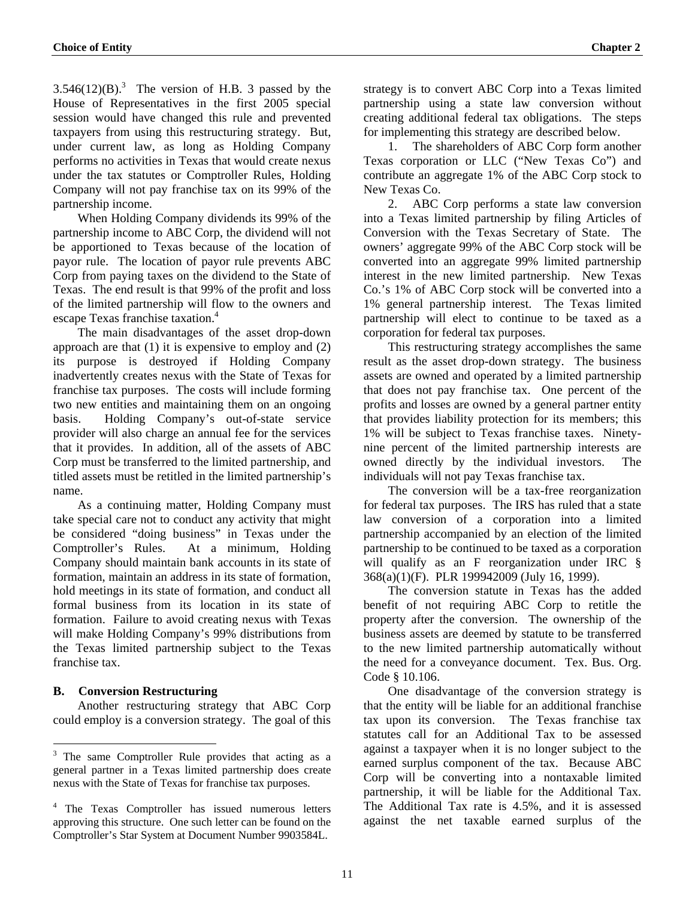3.546(12)(B).[3] The version of H.B. 3 passed by the House of Representatives in the first 2005 special session would have changed this rule and prevented taxpayers from using this restructuring strategy. But, under current law, as long as Holding Company performs no activities in Texas that would create nexus under the tax statutes or Comptroller Rules, Holding Company will not pay franchise tax on its 99% of the partnership income.

When Holding Company dividends its 99% of the partnership income to ABC Corp, the dividend will not be apportioned to Texas because of the location of payor rule. The location of payor rule prevents ABC Corp from paying taxes on the dividend to the State of Texas. The end result is that 99% of the profit and loss of the limited partnership will flow to the owners and escape Texas franchise taxation.[4]

The main disadvantages of the asset drop-down approach are that (1) it is expensive to employ and (2) its purpose is destroyed if Holding Company inadvertently creates nexus with the State of Texas for franchise tax purposes. The costs will include forming two new entities and maintaining them on an ongoing basis. Holding Company's out-of-state service provider will also charge an annual fee for the services that it provides. In addition, all of the assets of ABC Corp must be transferred to the limited partnership, and titled assets must be retitled in the limited partnership's name.

As a continuing matter, Holding Company must take special care not to conduct any activity that might be considered "doing business" in Texas under the Comptroller's Rules. At a minimum, Holding Company should maintain bank accounts in its state of formation, maintain an address in its state of formation, hold meetings in its state of formation, and conduct all formal business from its location in its state of formation. Failure to avoid creating nexus with Texas will make Holding Company's 99% distributions from the Texas limited partnership subject to the Texas franchise tax.

### B. Conversion Restructuring

Another restructuring strategy that ABC Corp could employ is a conversion strategy. The goal of this strategy is to convert ABC Corp into a Texas limited partnership using a state law conversion without creating additional federal tax obligations. The steps for implementing this strategy are described below.

1. The shareholders of ABC Corp form another Texas corporation or LLC ("New Texas Co") and contribute an aggregate 1% of the ABC Corp stock to New Texas Co.

2. ABC Corp performs a state law conversion into a Texas limited partnership by filing Articles of Conversion with the Texas Secretary of State. The owners' aggregate 99% of the ABC Corp stock will be converted into an aggregate 99% limited partnership interest in the new limited partnership. New Texas Co.'s 1% of ABC Corp stock will be converted into a 1% general partnership interest. The Texas limited partnership will elect to continue to be taxed as a corporation for federal tax purposes.

This restructuring strategy accomplishes the same result as the asset drop-down strategy. The business assets are owned and operated by a limited partnership that does not pay franchise tax. One percent of the profits and losses are owned by a general partner entity that provides liability protection for its members; this 1% will be subject to Texas franchise taxes. Ninety-nine percent of the limited partnership interests are owned directly by the individual investors. The individuals will not pay Texas franchise tax.

The conversion will be a tax-free reorganization for federal tax purposes. The IRS has ruled that a state law conversion of a corporation into a limited partnership accompanied by an election of the limited partnership to be continued to be taxed as a corporation will qualify as an F reorganization under IRC § 368(a)(1)(F). PLR 199942009 (July 16, 1999).

The conversion statute in Texas has the added benefit of not requiring ABC Corp to retitle the property after the conversion. The ownership of the business assets are deemed by statute to be transferred to the new limited partnership automatically without the need for a conveyance document. Tex. Bus. Org. Code § 10.106.

One disadvantage of the conversion strategy is that the entity will be liable for an additional franchise tax upon its conversion. The Texas franchise tax statutes call for an Additional Tax to be assessed against a taxpayer when it is no longer subject to the earned surplus component of the tax. Because ABC Corp will be converting into a nontaxable limited partnership, it will be liable for the Additional Tax. The Additional Tax rate is 4.5%, and it is assessed against the net taxable earned surplus of the

---

[3] The same Comptroller Rule provides that acting as a general partner in a Texas limited partnership does create nexus with the State of Texas for franchise tax purposes.

[4] The Texas Comptroller has issued numerous letters approving this structure. One such letter can be found on the Comptroller's Star System at Document Number 9903584L.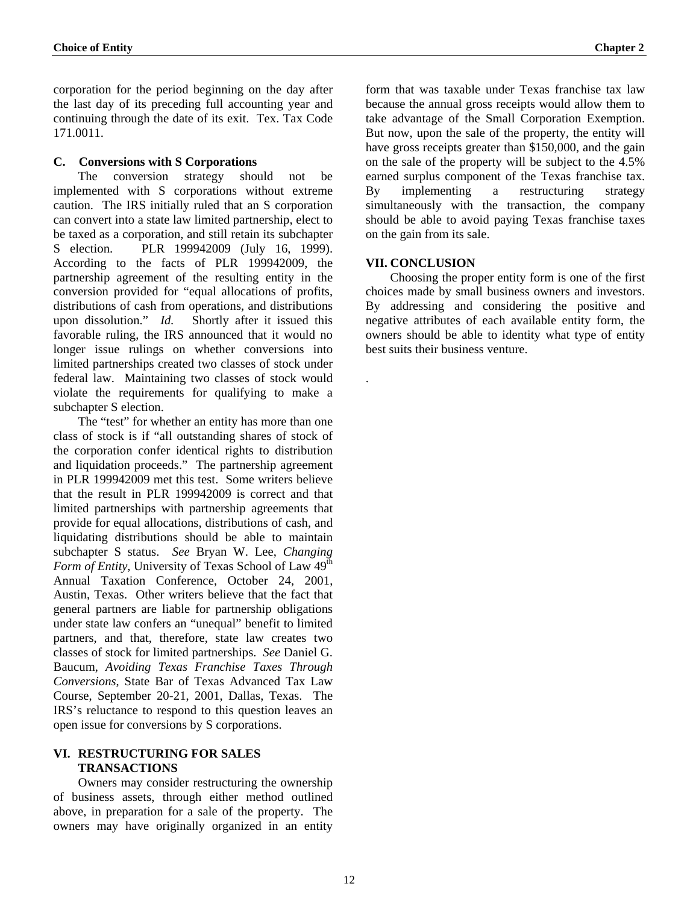corporation for the period beginning on the day after the last day of its preceding full accounting year and continuing through the date of its exit. Tex. Tax Code 171.0011.

### C. Conversions with S Corporations

The conversion strategy should not be implemented with S corporations without extreme caution. The IRS initially ruled that an S corporation can convert into a state law limited partnership, elect to be taxed as a corporation, and still retain its subchapter S election. PLR 199942009 (July 16, 1999). According to the facts of PLR 199942009, the partnership agreement of the resulting entity in the conversion provided for "equal allocations of profits, distributions of cash from operations, and distributions upon dissolution." *Id.* Shortly after it issued this favorable ruling, the IRS announced that it would no longer issue rulings on whether conversions into limited partnerships created two classes of stock under federal law. Maintaining two classes of stock would violate the requirements for qualifying to make a subchapter S election.

The "test" for whether an entity has more than one class of stock is if "all outstanding shares of stock of the corporation confer identical rights to distribution and liquidation proceeds." The partnership agreement in PLR 199942009 met this test. Some writers believe that the result in PLR 199942009 is correct and that limited partnerships with partnership agreements that provide for equal allocations, distributions of cash, and liquidating distributions should be able to maintain subchapter S status. *See* Bryan W. Lee, *Changing Form of Entity*, University of Texas School of Law 49th Annual Taxation Conference, October 24, 2001, Austin, Texas. Other writers believe that the fact that general partners are liable for partnership obligations under state law confers an "unequal" benefit to limited partners, and that, therefore, state law creates two classes of stock for limited partnerships. *See* Daniel G. Baucum, *Avoiding Texas Franchise Taxes Through Conversions*, State Bar of Texas Advanced Tax Law Course, September 20-21, 2001, Dallas, Texas. The IRS's reluctance to respond to this question leaves an open issue for conversions by S corporations.

## VI. RESTRUCTURING FOR SALES TRANSACTIONS

Owners may consider restructuring the ownership of business assets, through either method outlined above, in preparation for a sale of the property. The owners may have originally organized in an entity form that was taxable under Texas franchise tax law because the annual gross receipts would allow them to take advantage of the Small Corporation Exemption. But now, upon the sale of the property, the entity will have gross receipts greater than $150,000, and the gain on the sale of the property will be subject to the 4.5% earned surplus component of the Texas franchise tax. By implementing a restructuring strategy simultaneously with the transaction, the company should be able to avoid paying Texas franchise taxes on the gain from its sale.

## VII. CONCLUSION

Choosing the proper entity form is one of the first choices made by small business owners and investors. By addressing and considering the positive and negative attributes of each available entity form, the owners should be able to identity what type of entity best suits their business venture.

.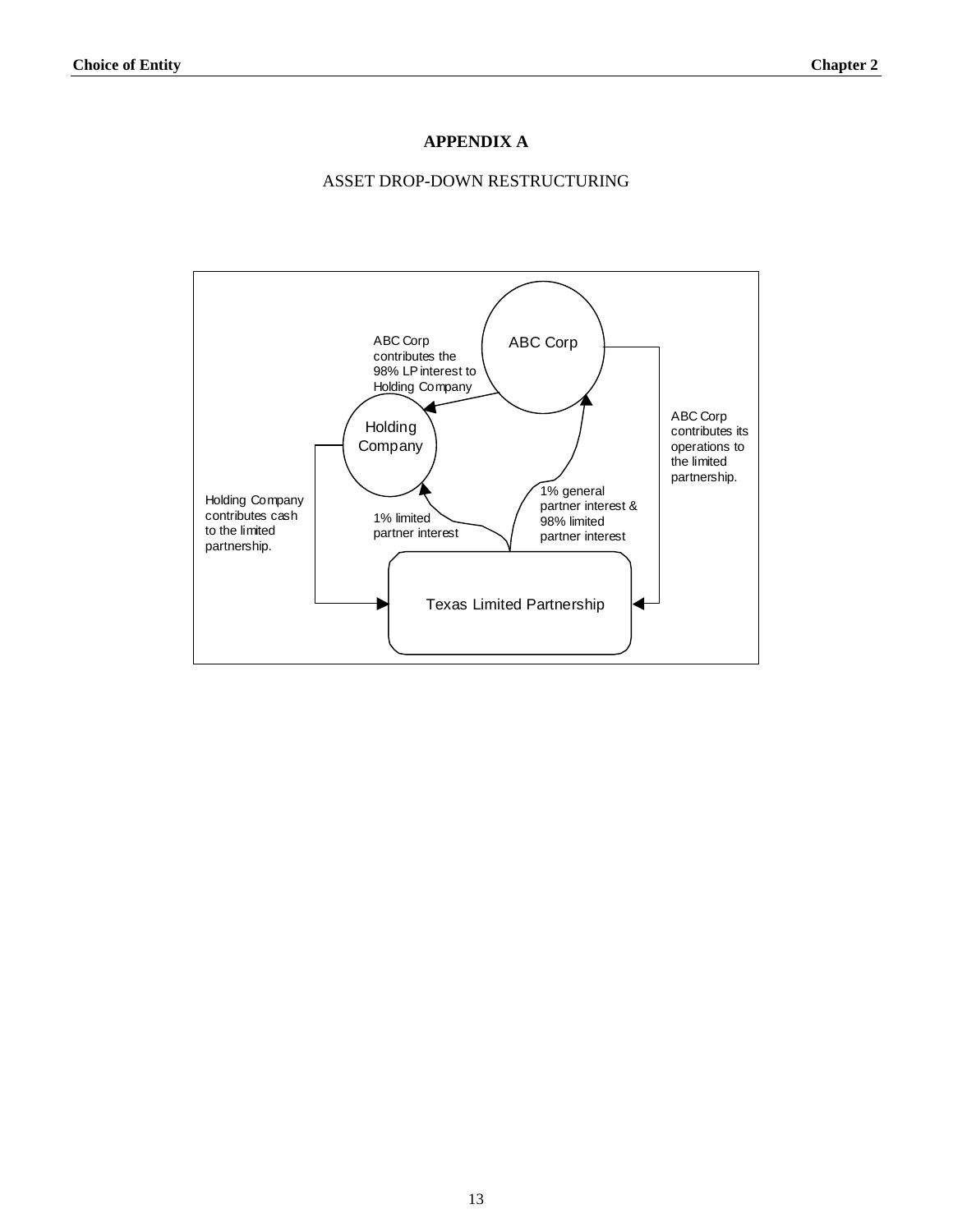# APPENDIX A

ASSET DROP-DOWN RESTRUCTURING

ABC Corp

ABC Corp contributes the 98% LP interest to Holding Company

Holding Company

ABC Corp contributes its operations to the limited partnership.

Holding Company contributes cash to the limited partnership.

1% limited partner interest

1% general partner interest & 98% limited partner interest

Texas Limited Partnership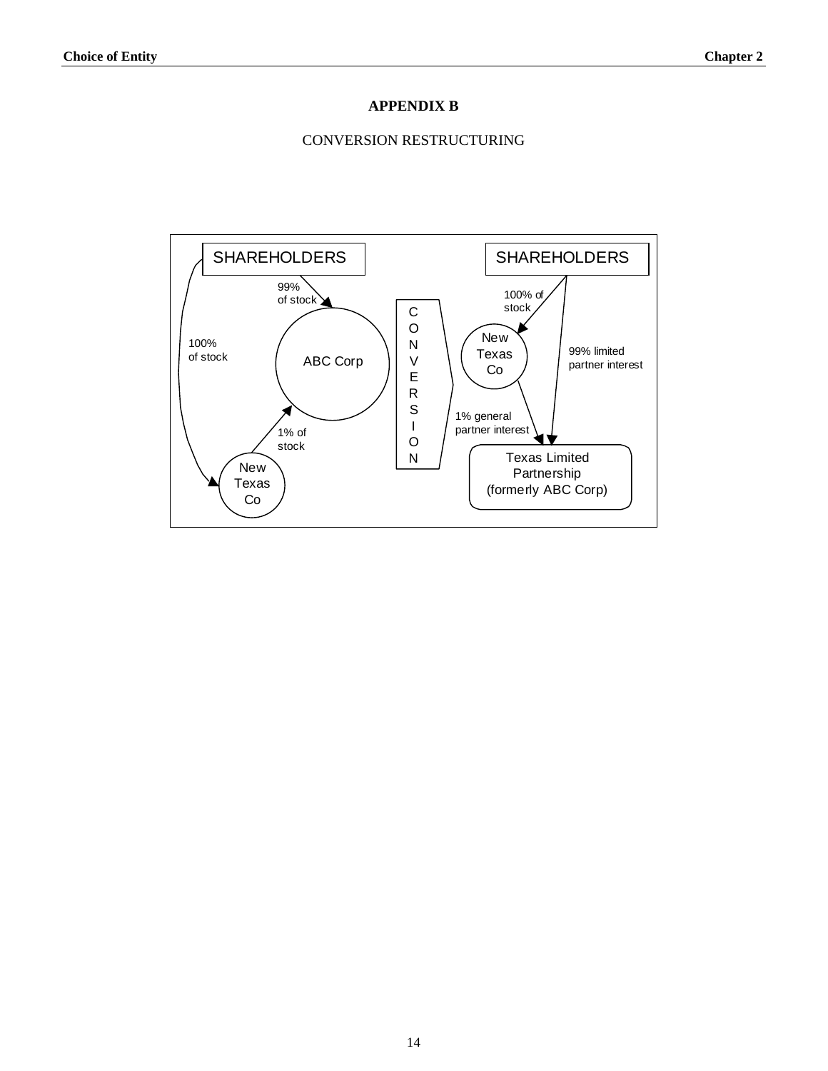## APPENDIX B

CONVERSION RESTRUCTURING

SHAREHOLDERS

99% of stock

100% of stock

ABC Corp

1% of stock

New Texas Co

CONVERSION

SHAREHOLDERS

100% of stock

New Texas Co

99% limited partner interest

1% general partner interest

Texas Limited Partnership (formerly ABC Corp)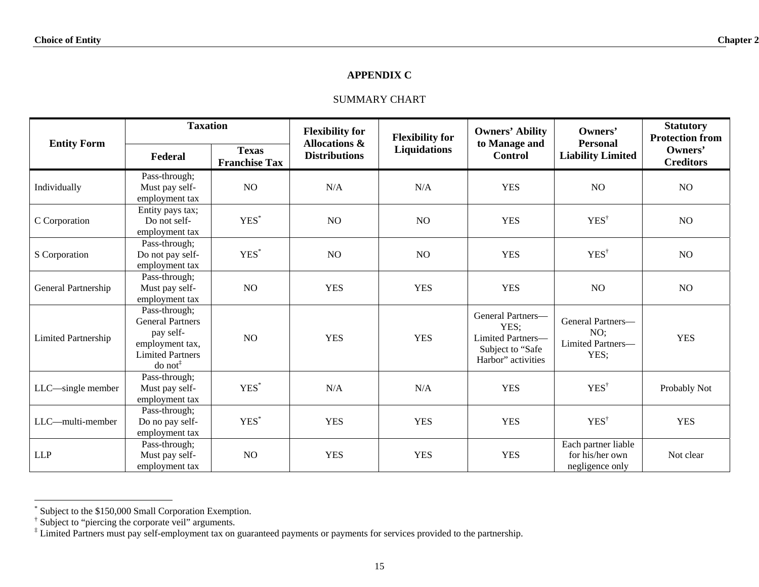## APPENDIX C

SUMMARY CHART

| Entity Form | Taxation | | Flexibility for Allocations & Distributions | Flexibility for Liquidations | Owners' Ability to Manage and Control | Owners' Personal Liability Limited | Statutory Protection from Owners' Creditors |
|---|---|---|---|---|---|---|---|
| | Federal | Texas Franchise Tax | | | | | |
| Individually | Pass-through; Must pay self-employment tax | NO | N/A | N/A | YES | NO | NO |
| C Corporation | Entity pays tax; Do not self-employment tax | YES* | NO | NO | YES | YES† | NO |
| S Corporation | Pass-through; Do not pay self-employment tax | YES* | NO | NO | YES | YES† | NO |
| General Partnership | Pass-through; Must pay self-employment tax | NO | YES | YES | YES | NO | NO |
| Limited Partnership | Pass-through; General Partners pay self-employment tax, Limited Partners do not‡ | NO | YES | YES | General Partners—YES; Limited Partners—Subject to "Safe Harbor" activities | General Partners—NO; Limited Partners—YES; | YES |
| LLC—single member | Pass-through; Must pay self-employment tax | YES* | N/A | N/A | YES | YES† | Probably Not |
| LLC—multi-member | Pass-through; Do no pay self-employment tax | YES* | YES | YES | YES | YES† | YES |
| LLP | Pass-through; Must pay self-employment tax | NO | YES | YES | YES | Each partner liable for his/her own negligence only | Not clear |

* Subject to the $150,000 Small Corporation Exemption.

† Subject to "piercing the corporate veil" arguments.

‡ Limited Partners must pay self-employment tax on guaranteed payments or payments for services provided to the partnership.